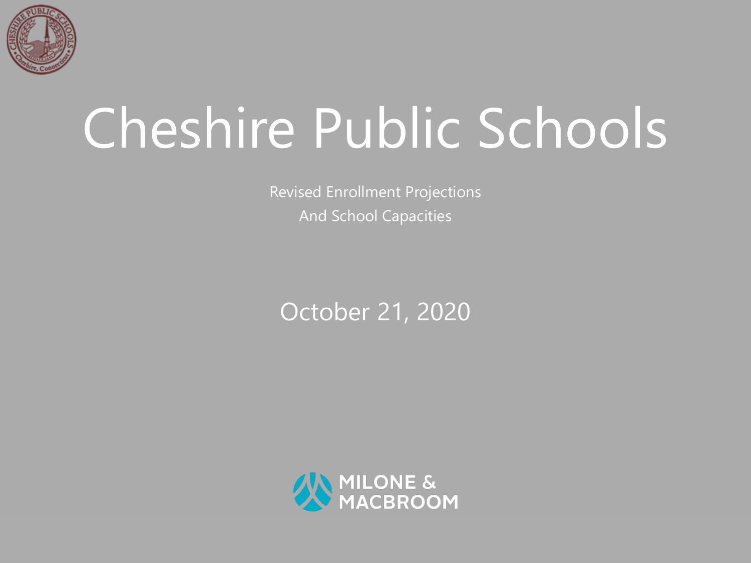# Cheshire Public Schools

Revised Enrollment Projections
And School Capacities

October 21, 2020

MILONE & MACBROOM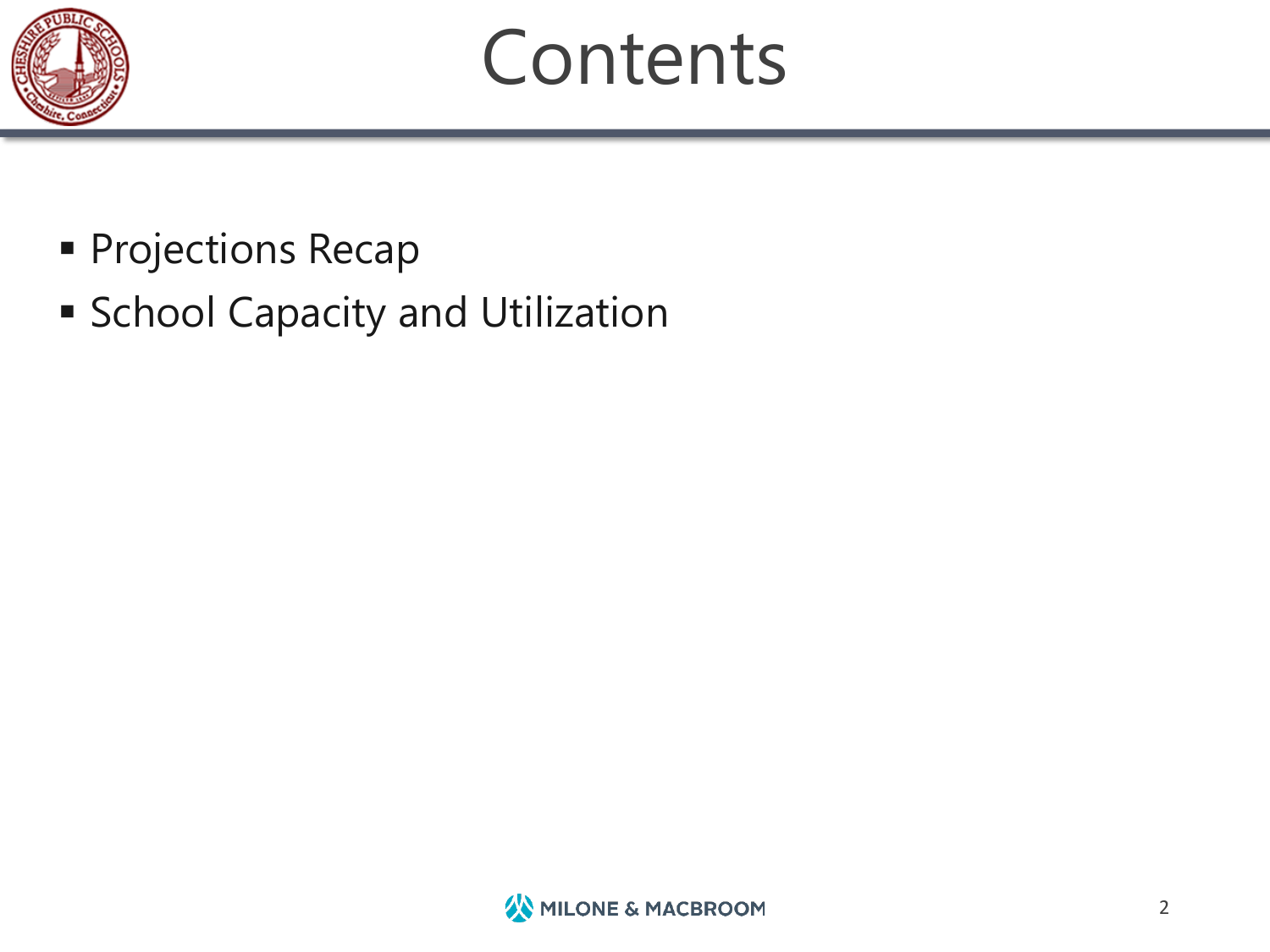# Contents

- Projections Recap
- School Capacity and Utilization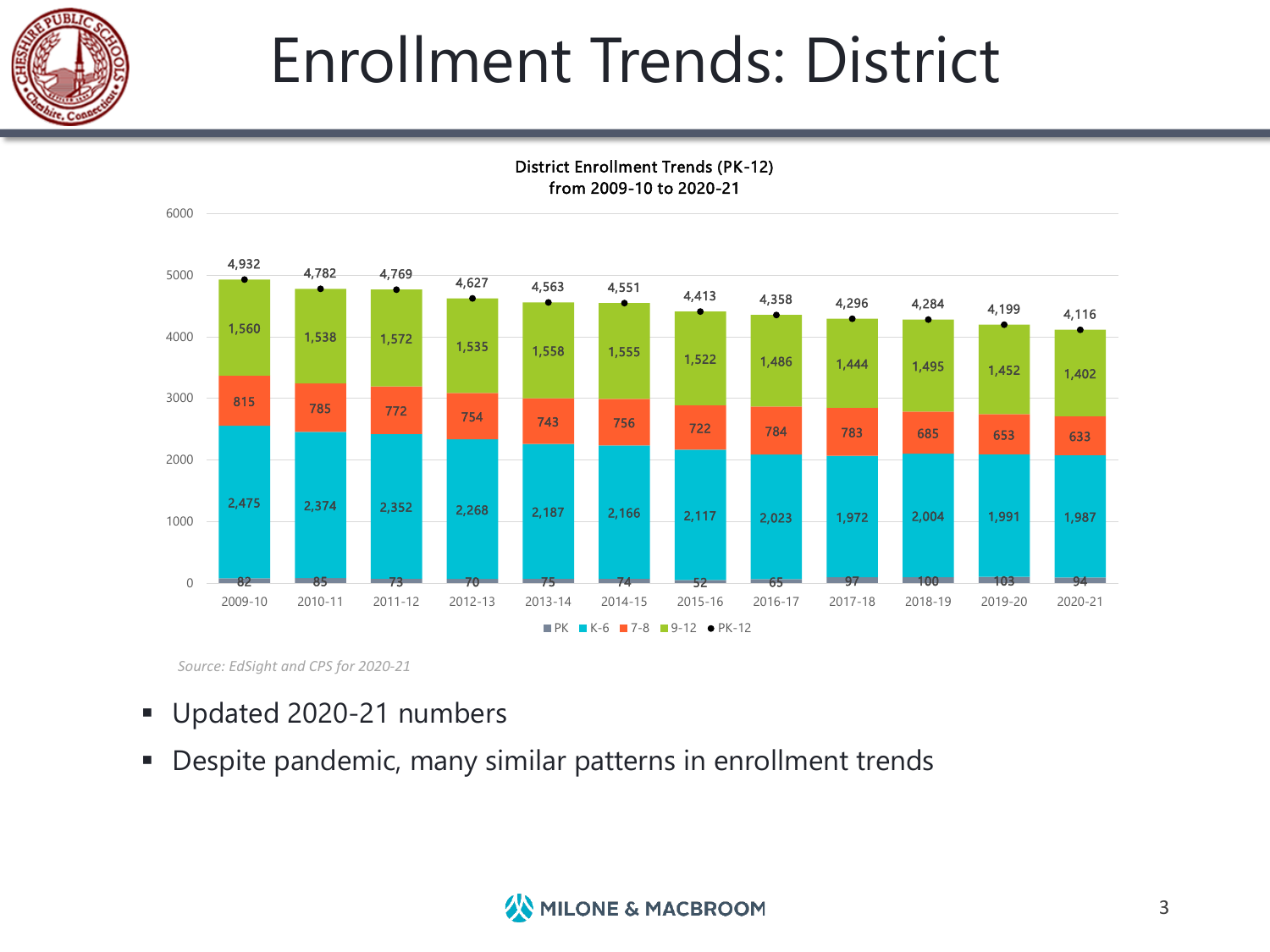# Enrollment Trends: District

District Enrollment Trends (PK-12)
from 2009-10 to 2020-21

| Year | PK | K-6 | 7-8 | 9-12 | PK-12 |
|---|---|---|---|---|---|
| 2009-10 | 82 | 2,475 | 815 | 1,560 | 4,932 |
| 2010-11 | 85 | 2,374 | 785 | 1,538 | 4,782 |
| 2011-12 | 73 | 2,352 | 772 | 1,572 | 4,769 |
| 2012-13 | 70 | 2,268 | 754 | 1,535 | 4,627 |
| 2013-14 | 75 | 2,187 | 743 | 1,558 | 4,563 |
| 2014-15 | 74 | 2,166 | 756 | 1,555 | 4,551 |
| 2015-16 | 52 | 2,117 | 722 | 1,522 | 4,413 |
| 2016-17 | 65 | 2,023 | 784 | 1,486 | 4,358 |
| 2017-18 | 97 | 1,972 | 783 | 1,444 | 4,296 |
| 2018-19 | 100 | 2,004 | 685 | 1,495 | 4,284 |
| 2019-20 | 103 | 1,991 | 653 | 1,452 | 4,199 |
| 2020-21 | 94 | 1,987 | 633 | 1,402 | 4,116 |

*Source: EdSight and CPS for 2020-21*

- Updated 2020-21 numbers
- Despite pandemic, many similar patterns in enrollment trends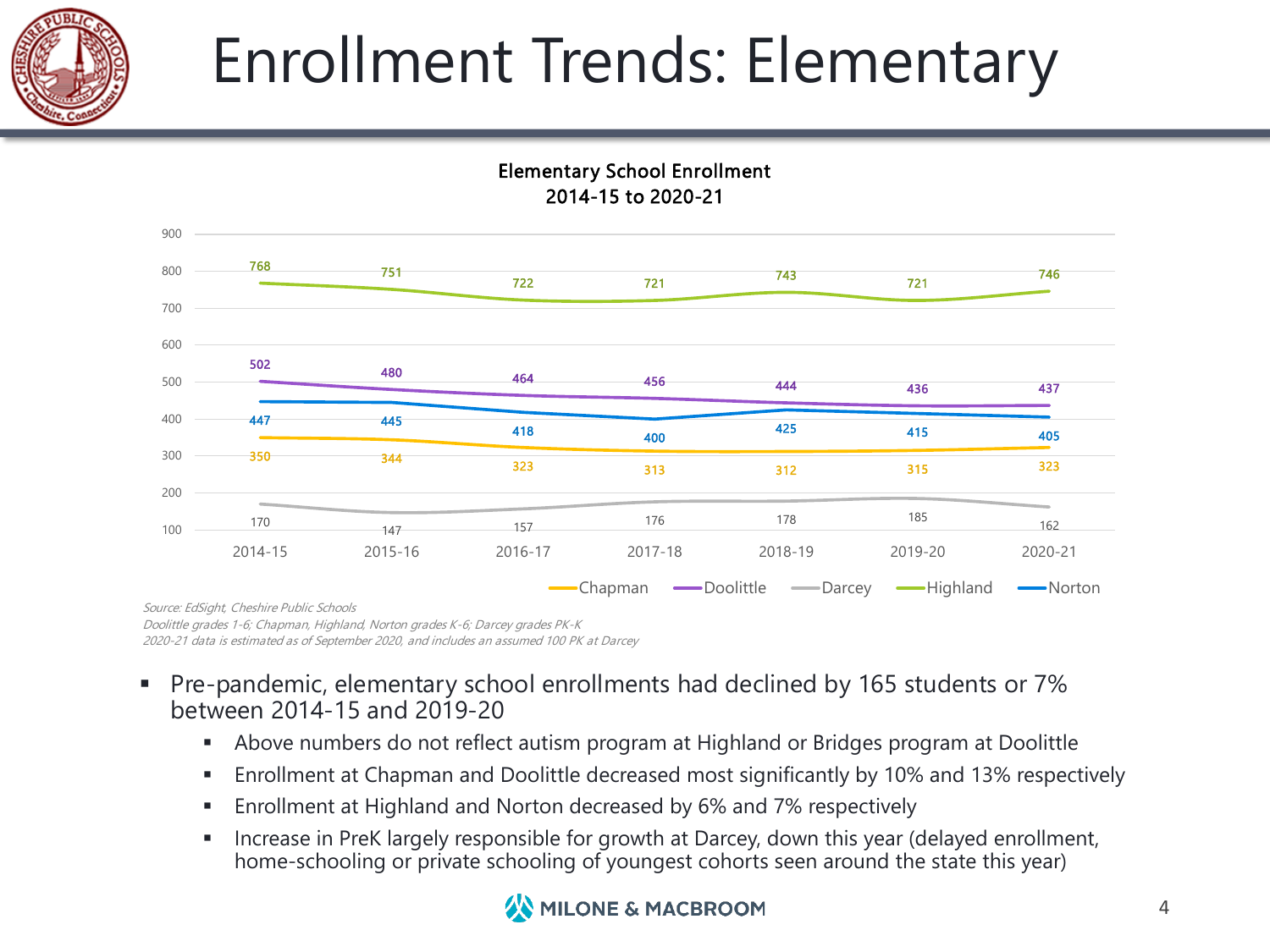# Enrollment Trends: Elementary

**Elementary School Enrollment 2014-15 to 2020-21**

| School | 2014-15 | 2015-16 | 2016-17 | 2017-18 | 2018-19 | 2019-20 | 2020-21 |
|---|---|---|---|---|---|---|---|
| Chapman | 350 | 344 | 323 | 313 | 312 | 315 | 323 |
| Doolittle | 502 | 480 | 464 | 456 | 444 | 436 | 437 |
| Darcey | 170 | 147 | 157 | 176 | 178 | 185 | 162 |
| Highland | 768 | 751 | 722 | 721 | 743 | 721 | 746 |
| Norton | 447 | 445 | 418 | 400 | 425 | 415 | 405 |

*Source: EdSight, Cheshire Public Schools*
*Doolittle grades 1-6; Chapman, Highland, Norton grades K-6; Darcey grades PK-K*
*2020-21 data is estimated as of September 2020, and includes an assumed 100 PK at Darcey*

- Pre-pandemic, elementary school enrollments had declined by 165 students or 7% between 2014-15 and 2019-20
  - Above numbers do not reflect autism program at Highland or Bridges program at Doolittle
  - Enrollment at Chapman and Doolittle decreased most significantly by 10% and 13% respectively
  - Enrollment at Highland and Norton decreased by 6% and 7% respectively
  - Increase in PreK largely responsible for growth at Darcey, down this year (delayed enrollment, home-schooling or private schooling of youngest cohorts seen around the state this year)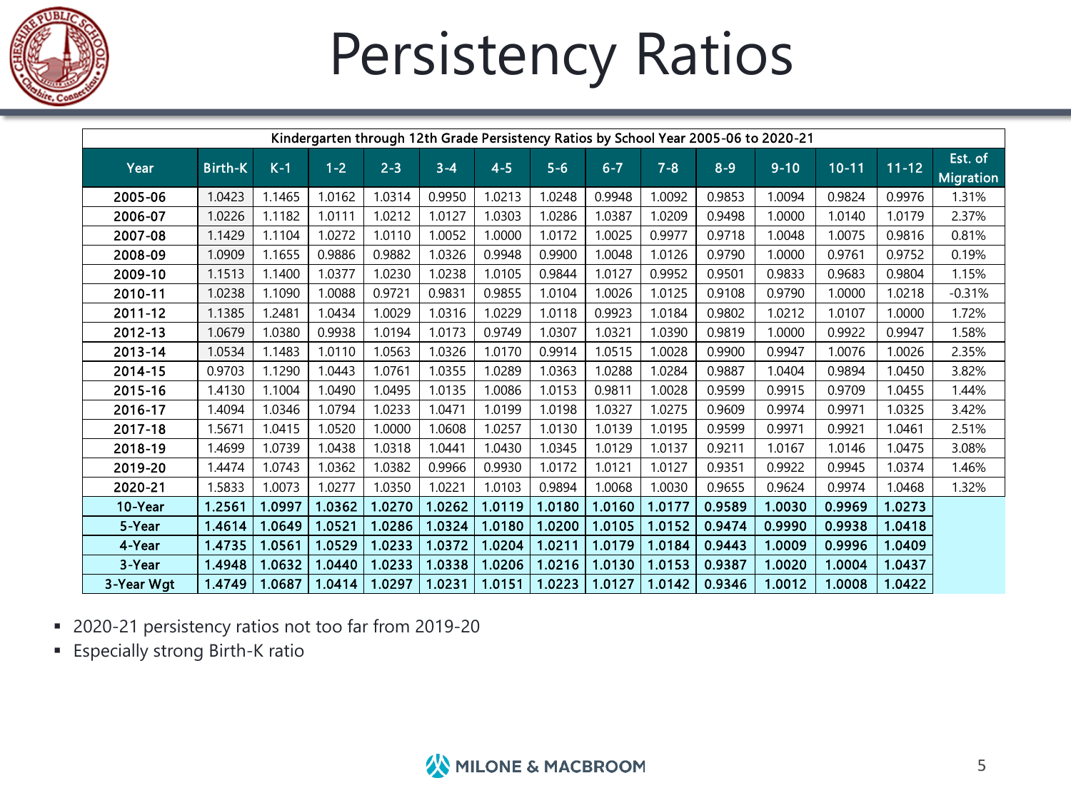# Persistency Ratios

| Kindergarten through 12th Grade Persistency Ratios by School Year 2005-06 to 2020-21 | | | | | | | | | | | | | | |
|---|---|---|---|---|---|---|---|---|---|---|---|---|---|---|
| Year | Birth-K | K-1 | 1-2 | 2-3 | 3-4 | 4-5 | 5-6 | 6-7 | 7-8 | 8-9 | 9-10 | 10-11 | 11-12 | Est. of Migration |
| 2005-06 | 1.0423 | 1.1465 | 1.0162 | 1.0314 | 0.9950 | 1.0213 | 1.0248 | 0.9948 | 1.0092 | 0.9853 | 1.0094 | 0.9824 | 0.9976 | 1.31% |
| 2006-07 | 1.0226 | 1.1182 | 1.0111 | 1.0212 | 1.0127 | 1.0303 | 1.0286 | 1.0387 | 1.0209 | 0.9498 | 1.0000 | 1.0140 | 1.0179 | 2.37% |
| 2007-08 | 1.1429 | 1.1104 | 1.0272 | 1.0110 | 1.0052 | 1.0000 | 1.0172 | 1.0025 | 0.9977 | 0.9718 | 1.0048 | 1.0075 | 0.9816 | 0.81% |
| 2008-09 | 1.0909 | 1.1655 | 0.9886 | 0.9882 | 1.0326 | 0.9948 | 0.9900 | 1.0048 | 1.0126 | 0.9790 | 1.0000 | 0.9761 | 0.9752 | 0.19% |
| 2009-10 | 1.1513 | 1.1400 | 1.0377 | 1.0230 | 1.0238 | 1.0105 | 0.9844 | 1.0127 | 0.9952 | 0.9501 | 0.9833 | 0.9683 | 0.9804 | 1.15% |
| 2010-11 | 1.0238 | 1.1090 | 1.0088 | 0.9721 | 0.9831 | 0.9855 | 1.0104 | 1.0026 | 1.0125 | 0.9108 | 0.9790 | 1.0000 | 1.0218 | -0.31% |
| 2011-12 | 1.1385 | 1.2481 | 1.0434 | 1.0029 | 1.0316 | 1.0229 | 1.0118 | 0.9923 | 1.0184 | 0.9802 | 1.0212 | 1.0107 | 1.0000 | 1.72% |
| 2012-13 | 1.0679 | 1.0380 | 0.9938 | 1.0194 | 1.0173 | 0.9749 | 1.0307 | 1.0321 | 1.0390 | 0.9819 | 1.0000 | 0.9922 | 0.9947 | 1.58% |
| 2013-14 | 1.0534 | 1.1483 | 1.0110 | 1.0563 | 1.0326 | 1.0170 | 0.9914 | 1.0515 | 1.0028 | 0.9900 | 0.9947 | 1.0076 | 1.0026 | 2.35% |
| 2014-15 | 0.9703 | 1.1290 | 1.0443 | 1.0761 | 1.0355 | 1.0289 | 1.0363 | 1.0288 | 1.0284 | 0.9887 | 1.0404 | 0.9894 | 1.0450 | 3.82% |
| 2015-16 | 1.4130 | 1.1004 | 1.0490 | 1.0495 | 1.0135 | 1.0086 | 1.0153 | 0.9811 | 1.0028 | 0.9599 | 0.9915 | 0.9709 | 1.0455 | 1.44% |
| 2016-17 | 1.4094 | 1.0346 | 1.0794 | 1.0233 | 1.0471 | 1.0199 | 1.0198 | 1.0327 | 1.0275 | 0.9609 | 0.9974 | 0.9971 | 1.0325 | 3.42% |
| 2017-18 | 1.5671 | 1.0415 | 1.0520 | 1.0000 | 1.0608 | 1.0257 | 1.0130 | 1.0139 | 1.0195 | 0.9599 | 0.9971 | 0.9921 | 1.0461 | 2.51% |
| 2018-19 | 1.4699 | 1.0739 | 1.0438 | 1.0318 | 1.0441 | 1.0430 | 1.0345 | 1.0129 | 1.0137 | 0.9211 | 1.0167 | 1.0146 | 1.0475 | 3.08% |
| 2019-20 | 1.4474 | 1.0743 | 1.0362 | 1.0382 | 0.9966 | 0.9930 | 1.0172 | 1.0121 | 1.0127 | 0.9351 | 0.9922 | 0.9945 | 1.0374 | 1.46% |
| 2020-21 | 1.5833 | 1.0073 | 1.0277 | 1.0350 | 1.0221 | 1.0103 | 0.9894 | 1.0068 | 1.0030 | 0.9655 | 0.9624 | 0.9974 | 1.0468 | 1.32% |
| 10-Year | 1.2561 | 1.0997 | 1.0362 | 1.0270 | 1.0262 | 1.0119 | 1.0180 | 1.0160 | 1.0177 | 0.9589 | 1.0030 | 0.9969 | 1.0273 | |
| 5-Year | 1.4614 | 1.0649 | 1.0521 | 1.0286 | 1.0324 | 1.0180 | 1.0200 | 1.0105 | 1.0152 | 0.9474 | 0.9990 | 0.9938 | 1.0418 | |
| 4-Year | 1.4735 | 1.0561 | 1.0529 | 1.0233 | 1.0372 | 1.0204 | 1.0211 | 1.0179 | 1.0184 | 0.9443 | 1.0009 | 0.9996 | 1.0409 | |
| 3-Year | 1.4948 | 1.0632 | 1.0440 | 1.0233 | 1.0338 | 1.0206 | 1.0216 | 1.0130 | 1.0153 | 0.9387 | 1.0020 | 1.0004 | 1.0437 | |
| 3-Year Wgt | 1.4749 | 1.0687 | 1.0414 | 1.0297 | 1.0231 | 1.0151 | 1.0223 | 1.0127 | 1.0142 | 0.9346 | 1.0012 | 1.0008 | 1.0422 | |

- 2020-21 persistency ratios not too far from 2019-20
- Especially strong Birth-K ratio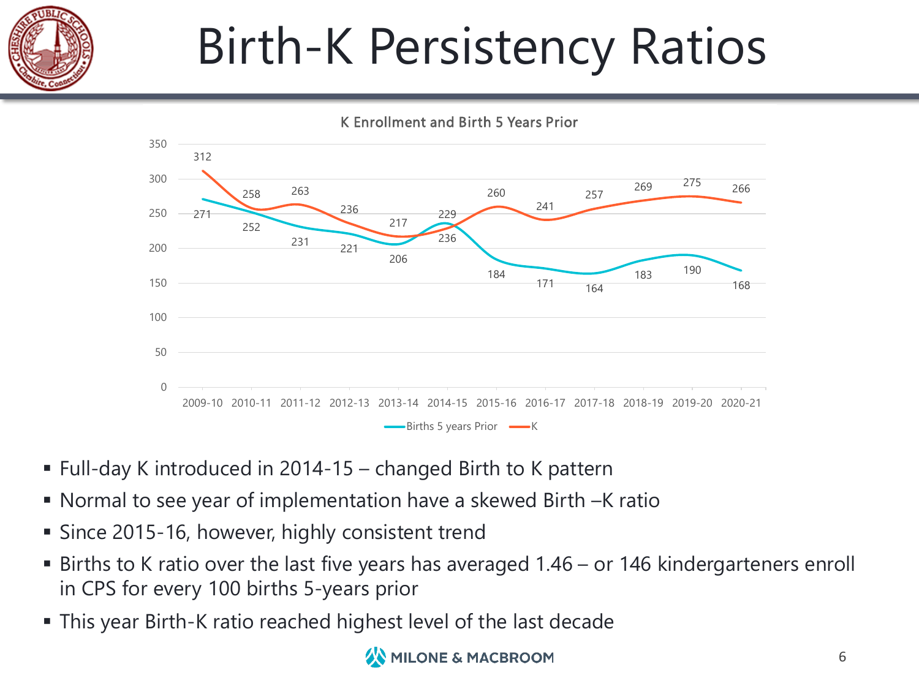# Birth-K Persistency Ratios

K Enrollment and Birth 5 Years Prior

| Year | Births 5 years Prior | K |
|---|---|---|
| 2009-10 | 271 | 312 |
| 2010-11 | 252 | 258 |
| 2011-12 | 231 | 263 |
| 2012-13 | 221 | 236 |
| 2013-14 | 206 | 217 |
| 2014-15 | 236 | 229 |
| 2015-16 | 184 | 260 |
| 2016-17 | 171 | 241 |
| 2017-18 | 164 | 257 |
| 2018-19 | 183 | 269 |
| 2019-20 | 190 | 275 |
| 2020-21 | 168 | 266 |

- Full-day K introduced in 2014-15 – changed Birth to K pattern
- Normal to see year of implementation have a skewed Birth –K ratio
- Since 2015-16, however, highly consistent trend
- Births to K ratio over the last five years has averaged 1.46 – or 146 kindergarteners enroll in CPS for every 100 births 5-years prior
- This year Birth-K ratio reached highest level of the last decade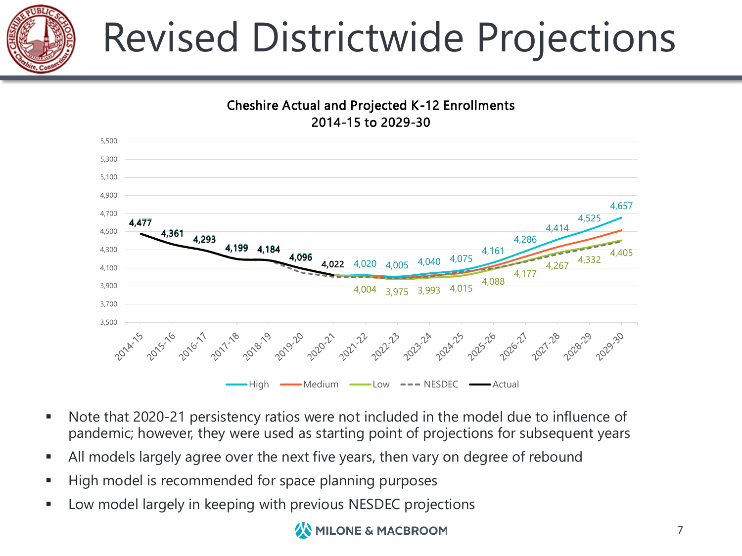# Revised Districtwide Projections

**Cheshire Actual and Projected K-12 Enrollments**
**2014-15 to 2029-30**

| Year | Actual | High | Low |
|---|---|---|---|
| 2014-15 | 4,477 | | |
| 2015-16 | 4,361 | | |
| 2016-17 | 4,293 | | |
| 2017-18 | 4,199 | | |
| 2018-19 | 4,184 | | |
| 2019-20 | 4,096 | | |
| 2020-21 | 4,022 | | |
| 2021-22 | | 4,020 | 4,004 |
| 2022-23 | | 4,005 | 3,975 |
| 2023-24 | | 4,040 | 3,993 |
| 2024-25 | | 4,075 | 4,015 |
| 2025-26 | | 4,161 | 4,088 |
| 2026-27 | | 4,286 | 4,177 |
| 2027-28 | | 4,414 | 4,267 |
| 2028-29 | | 4,525 | 4,332 |
| 2029-30 | | 4,657 | 4,405 |

Legend: High, Medium, Low, NESDEC, Actual

- Note that 2020-21 persistency ratios were not included in the model due to influence of pandemic; however, they were used as starting point of projections for subsequent years
- All models largely agree over the next five years, then vary on degree of rebound
- High model is recommended for space planning purposes
- Low model largely in keeping with previous NESDEC projections

MILONE & MACBROOM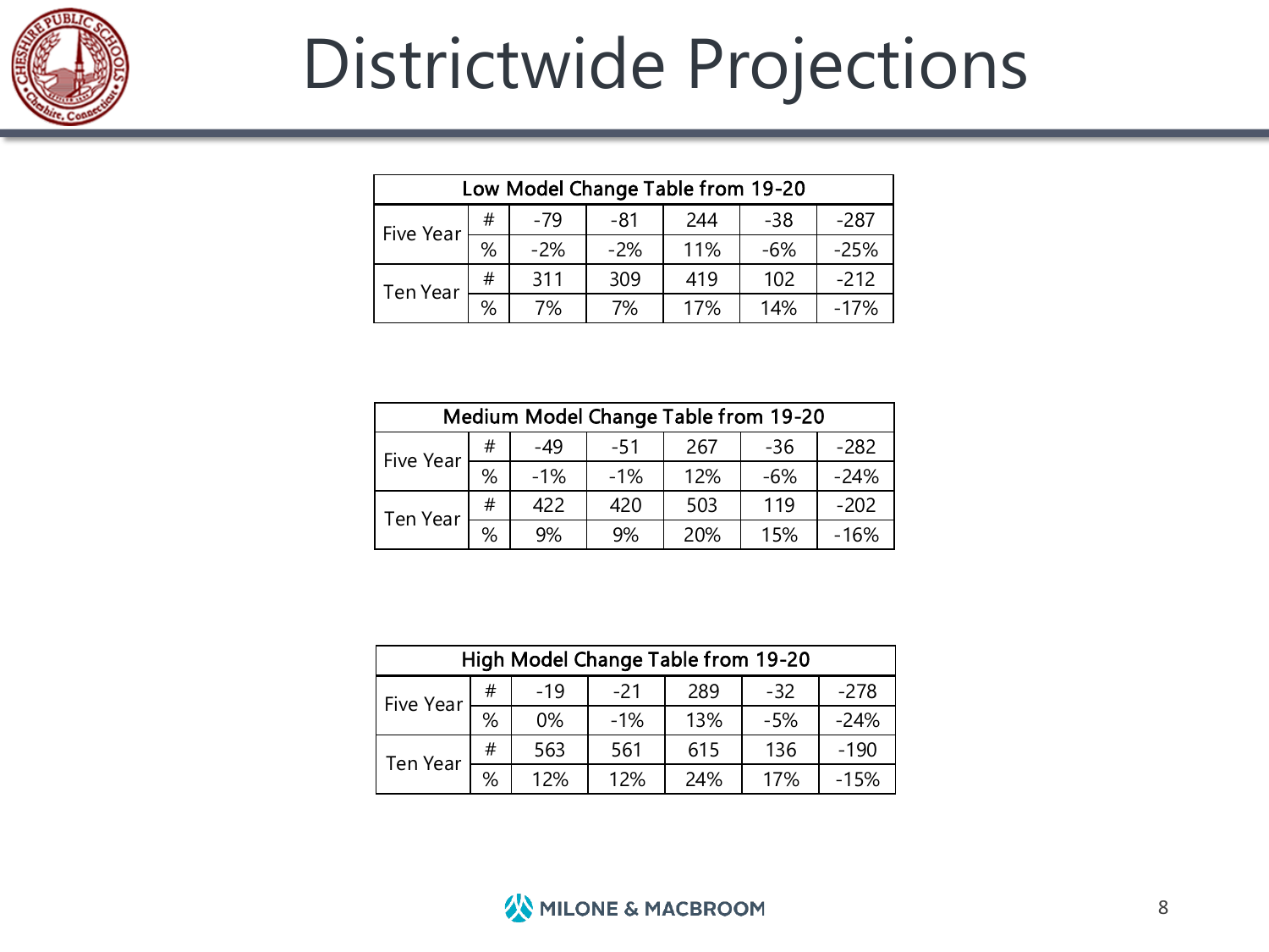# Districtwide Projections

| Low Model Change Table from 19-20 | | | | | | |
|---|---|---|---|---|---|---|
| Five Year | # | -79 | -81 | 244 | -38 | -287 |
| | % | -2% | -2% | 11% | -6% | -25% |
| Ten Year | # | 311 | 309 | 419 | 102 | -212 |
| | % | 7% | 7% | 17% | 14% | -17% |

| Medium Model Change Table from 19-20 | | | | | | |
|---|---|---|---|---|---|---|
| Five Year | # | -49 | -51 | 267 | -36 | -282 |
| | % | -1% | -1% | 12% | -6% | -24% |
| Ten Year | # | 422 | 420 | 503 | 119 | -202 |
| | % | 9% | 9% | 20% | 15% | -16% |

| High Model Change Table from 19-20 | | | | | | |
|---|---|---|---|---|---|---|
| Five Year | # | -19 | -21 | 289 | -32 | -278 |
| | % | 0% | -1% | 13% | -5% | -24% |
| Ten Year | # | 563 | 561 | 615 | 136 | -190 |
| | % | 12% | 12% | 24% | 17% | -15% |

MILONE & MACBROOM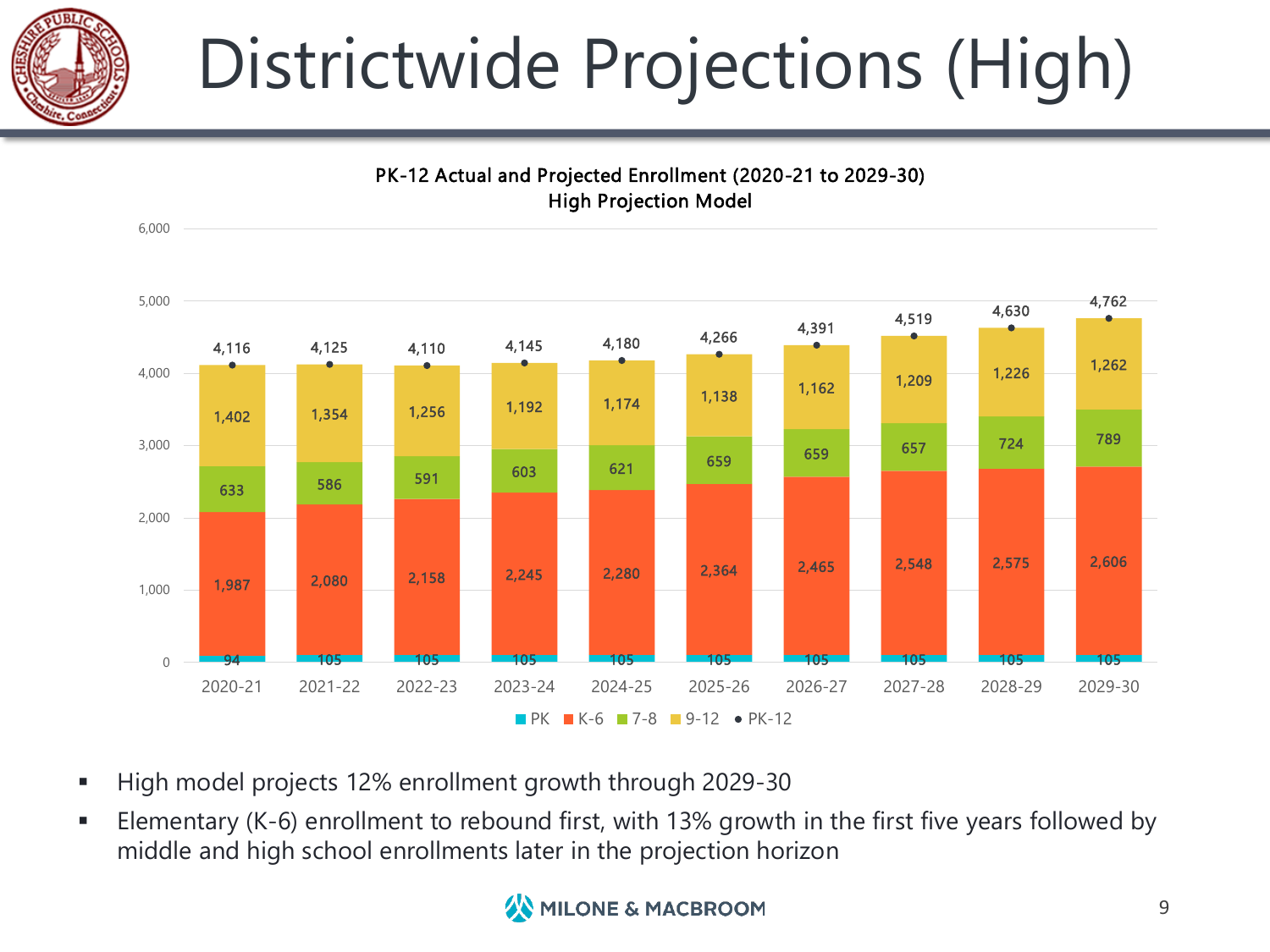# Districtwide Projections (High)

**PK-12 Actual and Projected Enrollment (2020-21 to 2029-30)**
**High Projection Model**

| Year | PK | K-6 | 7-8 | 9-12 | PK-12 |
|---|---|---|---|---|---|
| 2020-21 | 94 | 1,987 | 633 | 1,402 | 4,116 |
| 2021-22 | 105 | 2,080 | 586 | 1,354 | 4,125 |
| 2022-23 | 105 | 2,158 | 591 | 1,256 | 4,110 |
| 2023-24 | 105 | 2,245 | 603 | 1,192 | 4,145 |
| 2024-25 | 105 | 2,280 | 621 | 1,174 | 4,180 |
| 2025-26 | 105 | 2,364 | 659 | 1,138 | 4,266 |
| 2026-27 | 105 | 2,465 | 659 | 1,162 | 4,391 |
| 2027-28 | 105 | 2,548 | 657 | 1,209 | 4,519 |
| 2028-29 | 105 | 2,575 | 724 | 1,226 | 4,630 |
| 2029-30 | 105 | 2,606 | 789 | 1,262 | 4,762 |

- High model projects 12% enrollment growth through 2029-30
- Elementary (K-6) enrollment to rebound first, with 13% growth in the first five years followed by middle and high school enrollments later in the projection horizon

MILONE & MACBROOM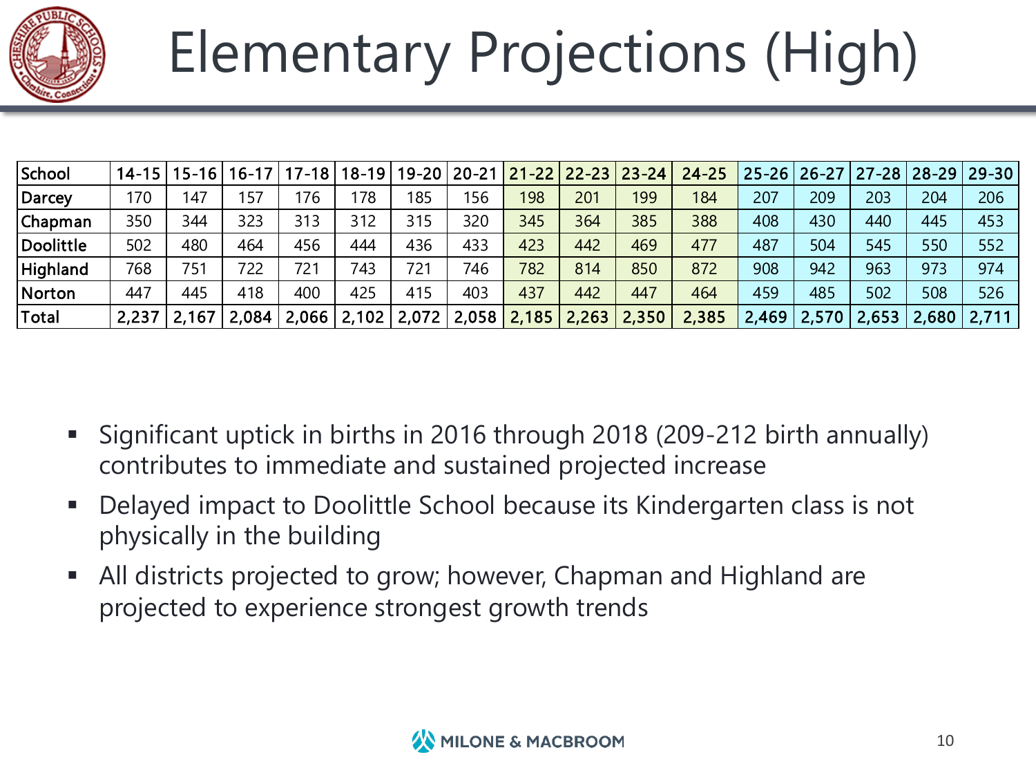# Elementary Projections (High)

| School | 14-15 | 15-16 | 16-17 | 17-18 | 18-19 | 19-20 | 20-21 | 21-22 | 22-23 | 23-24 | 24-25 | 25-26 | 26-27 | 27-28 | 28-29 | 29-30 |
|---|---|---|---|---|---|---|---|---|---|---|---|---|---|---|---|---|
| Darcey | 170 | 147 | 157 | 176 | 178 | 185 | 156 | 198 | 201 | 199 | 184 | 207 | 209 | 203 | 204 | 206 |
| Chapman | 350 | 344 | 323 | 313 | 312 | 315 | 320 | 345 | 364 | 385 | 388 | 408 | 430 | 440 | 445 | 453 |
| Doolittle | 502 | 480 | 464 | 456 | 444 | 436 | 433 | 423 | 442 | 469 | 477 | 487 | 504 | 545 | 550 | 552 |
| Highland | 768 | 751 | 722 | 721 | 743 | 721 | 746 | 782 | 814 | 850 | 872 | 908 | 942 | 963 | 973 | 974 |
| Norton | 447 | 445 | 418 | 400 | 425 | 415 | 403 | 437 | 442 | 447 | 464 | 459 | 485 | 502 | 508 | 526 |
| Total | 2,237 | 2,167 | 2,084 | 2,066 | 2,102 | 2,072 | 2,058 | 2,185 | 2,263 | 2,350 | 2,385 | 2,469 | 2,570 | 2,653 | 2,680 | 2,711 |

- Significant uptick in births in 2016 through 2018 (209-212 birth annually) contributes to immediate and sustained projected increase
- Delayed impact to Doolittle School because its Kindergarten class is not physically in the building
- All districts projected to grow; however, Chapman and Highland are projected to experience strongest growth trends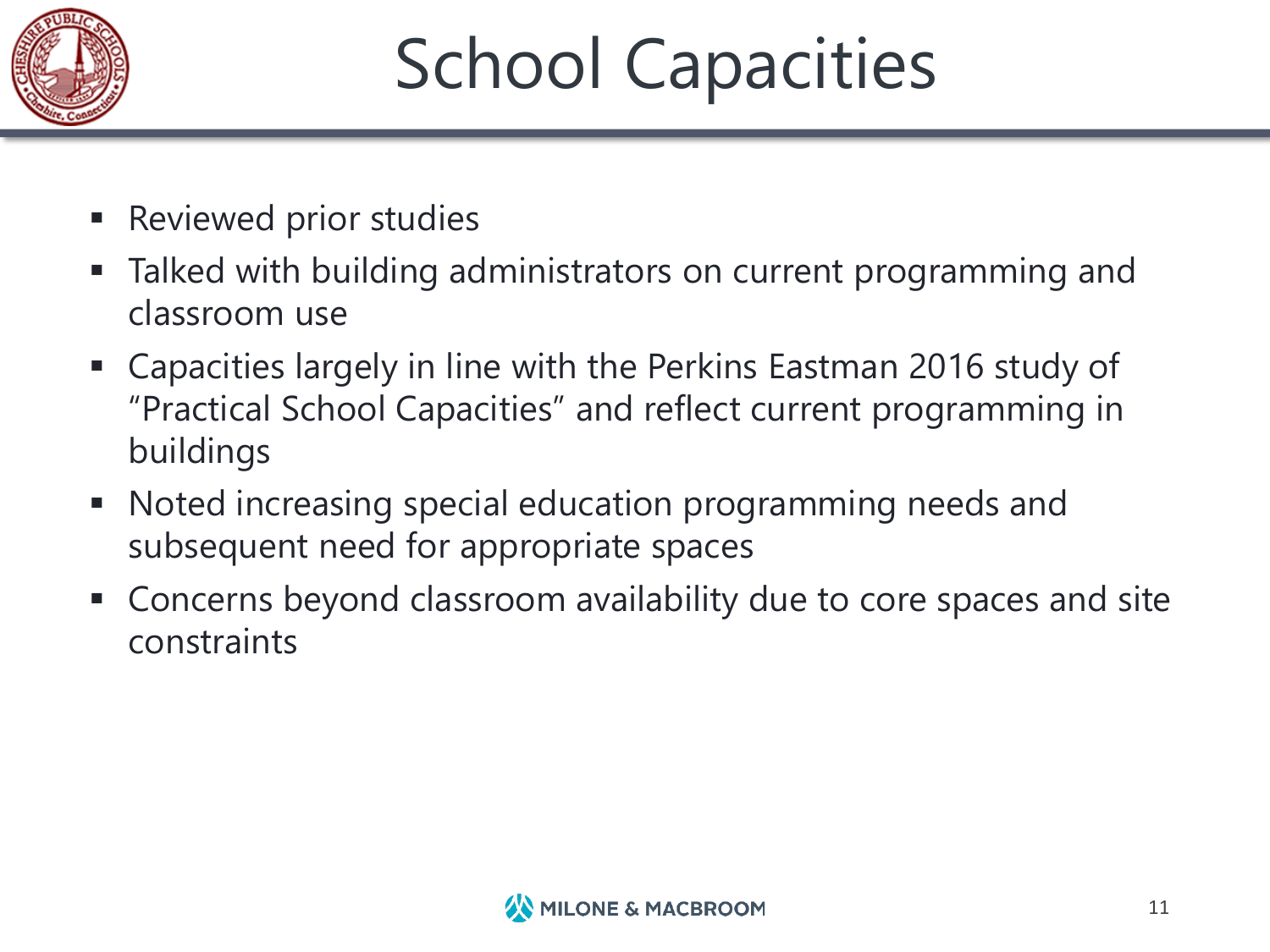# School Capacities

- Reviewed prior studies
- Talked with building administrators on current programming and classroom use
- Capacities largely in line with the Perkins Eastman 2016 study of "Practical School Capacities" and reflect current programming in buildings
- Noted increasing special education programming needs and subsequent need for appropriate spaces
- Concerns beyond classroom availability due to core spaces and site constraints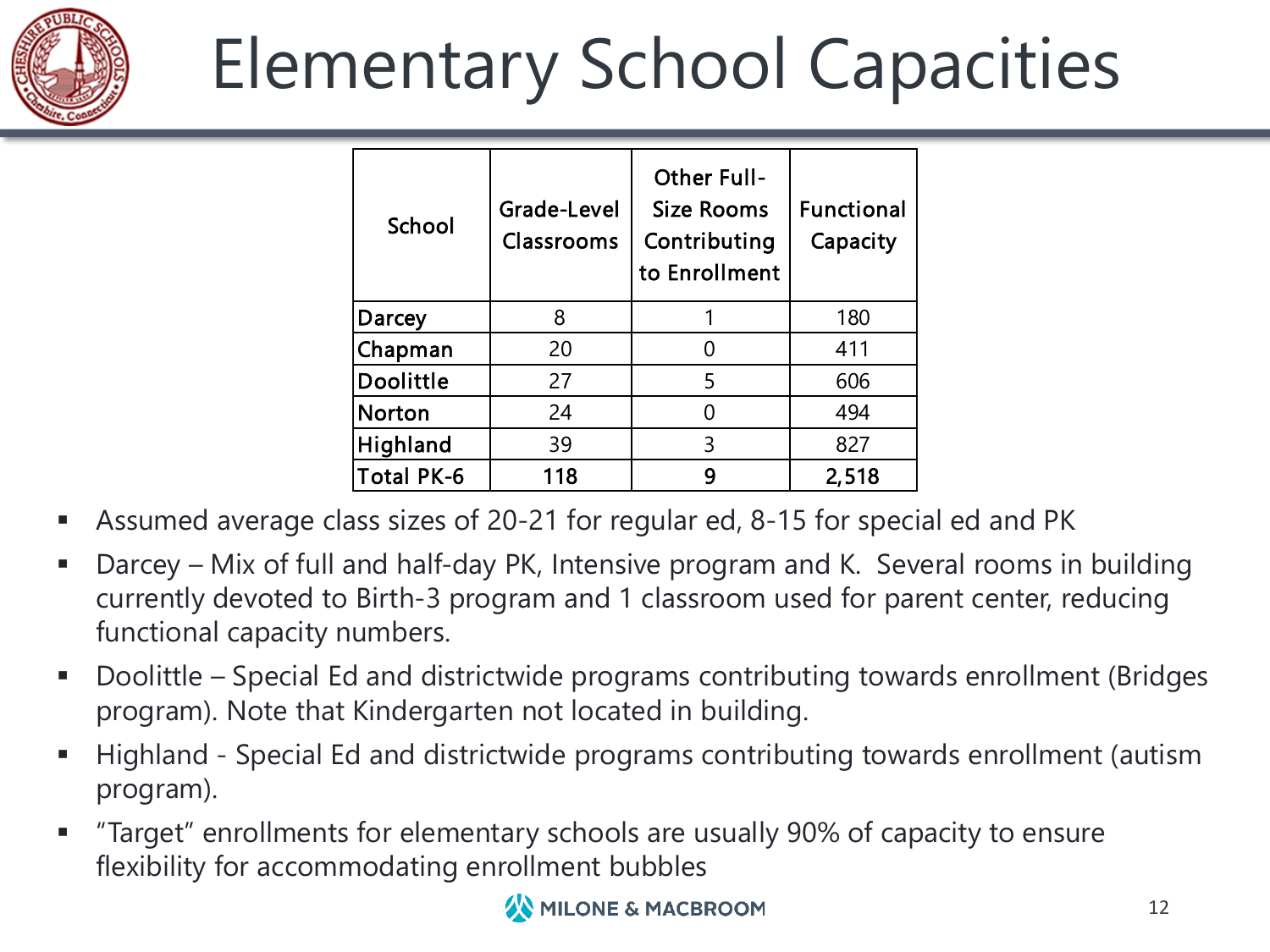# Elementary School Capacities

| School | Grade-Level Classrooms | Other Full-Size Rooms Contributing to Enrollment | Functional Capacity |
|---|---|---|---|
| Darcey | 8 | 1 | 180 |
| Chapman | 20 | 0 | 411 |
| Doolittle | 27 | 5 | 606 |
| Norton | 24 | 0 | 494 |
| Highland | 39 | 3 | 827 |
| **Total PK-6** | **118** | **9** | **2,518** |

- Assumed average class sizes of 20-21 for regular ed, 8-15 for special ed and PK
- Darcey – Mix of full and half-day PK, Intensive program and K. Several rooms in building currently devoted to Birth-3 program and 1 classroom used for parent center, reducing functional capacity numbers.
- Doolittle – Special Ed and districtwide programs contributing towards enrollment (Bridges program). Note that Kindergarten not located in building.
- Highland - Special Ed and districtwide programs contributing towards enrollment (autism program).
- "Target" enrollments for elementary schools are usually 90% of capacity to ensure flexibility for accommodating enrollment bubbles

MILONE & MACBROOM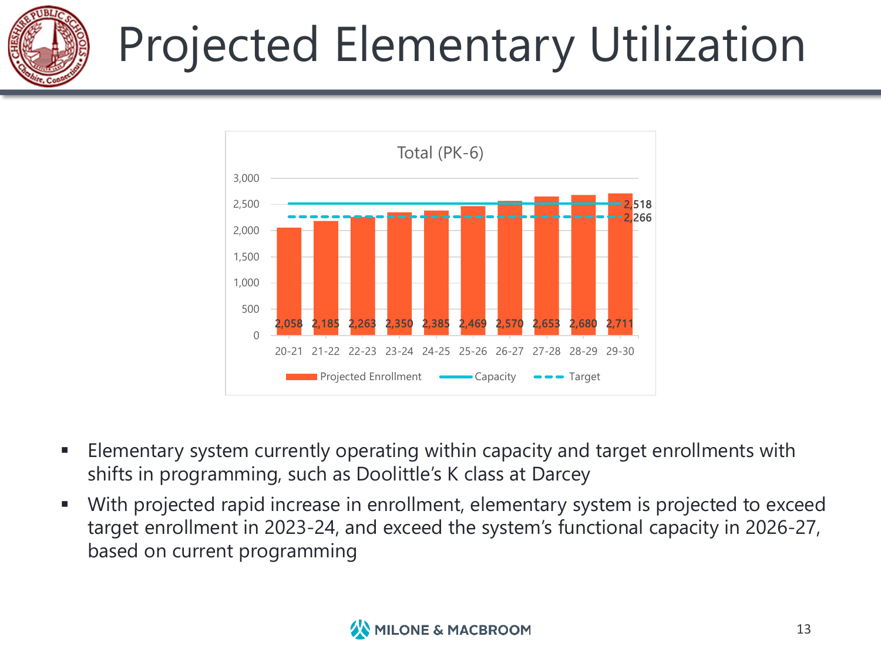# Projected Elementary Utilization

**Total (PK-6)**

| Year | Projected Enrollment | Capacity | Target |
|---|---|---|---|
| 20-21 | 2,058 | 2,518 | 2,266 |
| 21-22 | 2,185 | 2,518 | 2,266 |
| 22-23 | 2,263 | 2,518 | 2,266 |
| 23-24 | 2,350 | 2,518 | 2,266 |
| 24-25 | 2,385 | 2,518 | 2,266 |
| 25-26 | 2,469 | 2,518 | 2,266 |
| 26-27 | 2,570 | 2,518 | 2,266 |
| 27-28 | 2,653 | 2,518 | 2,266 |
| 28-29 | 2,680 | 2,518 | 2,266 |
| 29-30 | 2,711 | 2,518 | 2,266 |

- Elementary system currently operating within capacity and target enrollments with shifts in programming, such as Doolittle's K class at Darcey
- With projected rapid increase in enrollment, elementary system is projected to exceed target enrollment in 2023-24, and exceed the system's functional capacity in 2026-27, based on current programming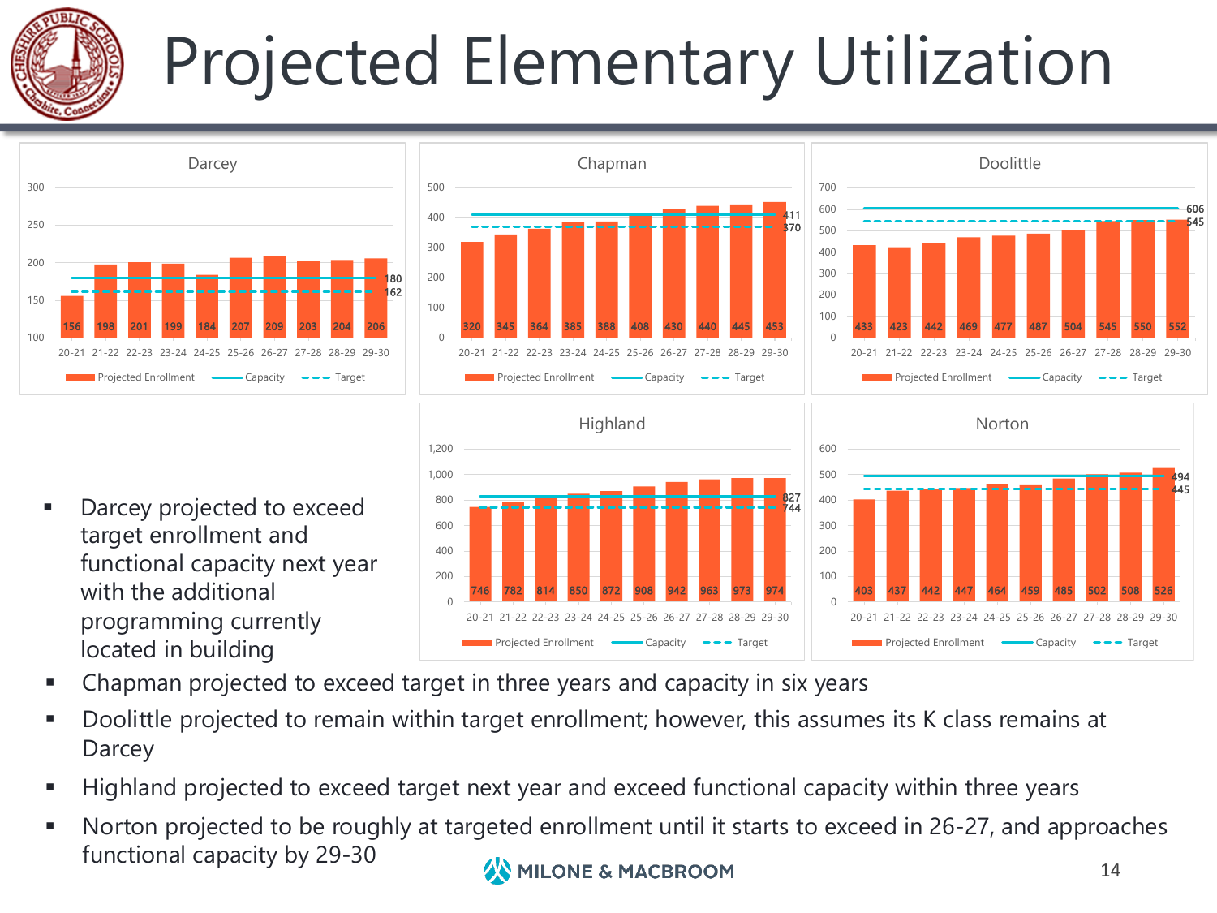# Projected Elementary Utilization

### Darcey

| | 20-21 | 21-22 | 22-23 | 23-24 | 24-25 | 25-26 | 26-27 | 27-28 | 28-29 | 29-30 |
|---|---|---|---|---|---|---|---|---|---|---|
| Projected Enrollment | 156 | 198 | 201 | 199 | 184 | 207 | 209 | 203 | 204 | 206 |
| Capacity | 180 | | | | | | | | | |
| Target | 162 | | | | | | | | | |

### Chapman

| | 20-21 | 21-22 | 22-23 | 23-24 | 24-25 | 25-26 | 26-27 | 27-28 | 28-29 | 29-30 |
|---|---|---|---|---|---|---|---|---|---|---|
| Projected Enrollment | 320 | 345 | 364 | 385 | 388 | 408 | 430 | 440 | 445 | 453 |
| Capacity | 411 | | | | | | | | | |
| Target | 370 | | | | | | | | | |

### Doolittle

| | 20-21 | 21-22 | 22-23 | 23-24 | 24-25 | 25-26 | 26-27 | 27-28 | 28-29 | 29-30 |
|---|---|---|---|---|---|---|---|---|---|---|
| Projected Enrollment | 433 | 423 | 442 | 469 | 477 | 487 | 504 | 545 | 550 | 552 |
| Capacity | 606 | | | | | | | | | |
| Target | 545 | | | | | | | | | |

### Highland

| | 20-21 | 21-22 | 22-23 | 23-24 | 24-25 | 25-26 | 26-27 | 27-28 | 28-29 | 29-30 |
|---|---|---|---|---|---|---|---|---|---|---|
| Projected Enrollment | 746 | 782 | 814 | 850 | 872 | 908 | 942 | 963 | 973 | 974 |
| Capacity | 827 | | | | | | | | | |
| Target | 744 | | | | | | | | | |

### Norton

| | 20-21 | 21-22 | 22-23 | 23-24 | 24-25 | 25-26 | 26-27 | 27-28 | 28-29 | 29-30 |
|---|---|---|---|---|---|---|---|---|---|---|
| Projected Enrollment | 403 | 437 | 442 | 447 | 464 | 459 | 485 | 502 | 508 | 526 |
| Capacity | 494 | | | | | | | | | |
| Target | 445 | | | | | | | | | |

- Darcey projected to exceed target enrollment and functional capacity next year with the additional programming currently located in building
- Chapman projected to exceed target in three years and capacity in six years
- Doolittle projected to remain within target enrollment; however, this assumes its K class remains at Darcey
- Highland projected to exceed target next year and exceed functional capacity within three years
- Norton projected to be roughly at targeted enrollment until it starts to exceed in 26-27, and approaches functional capacity by 29-30

MILONE & MACBROOM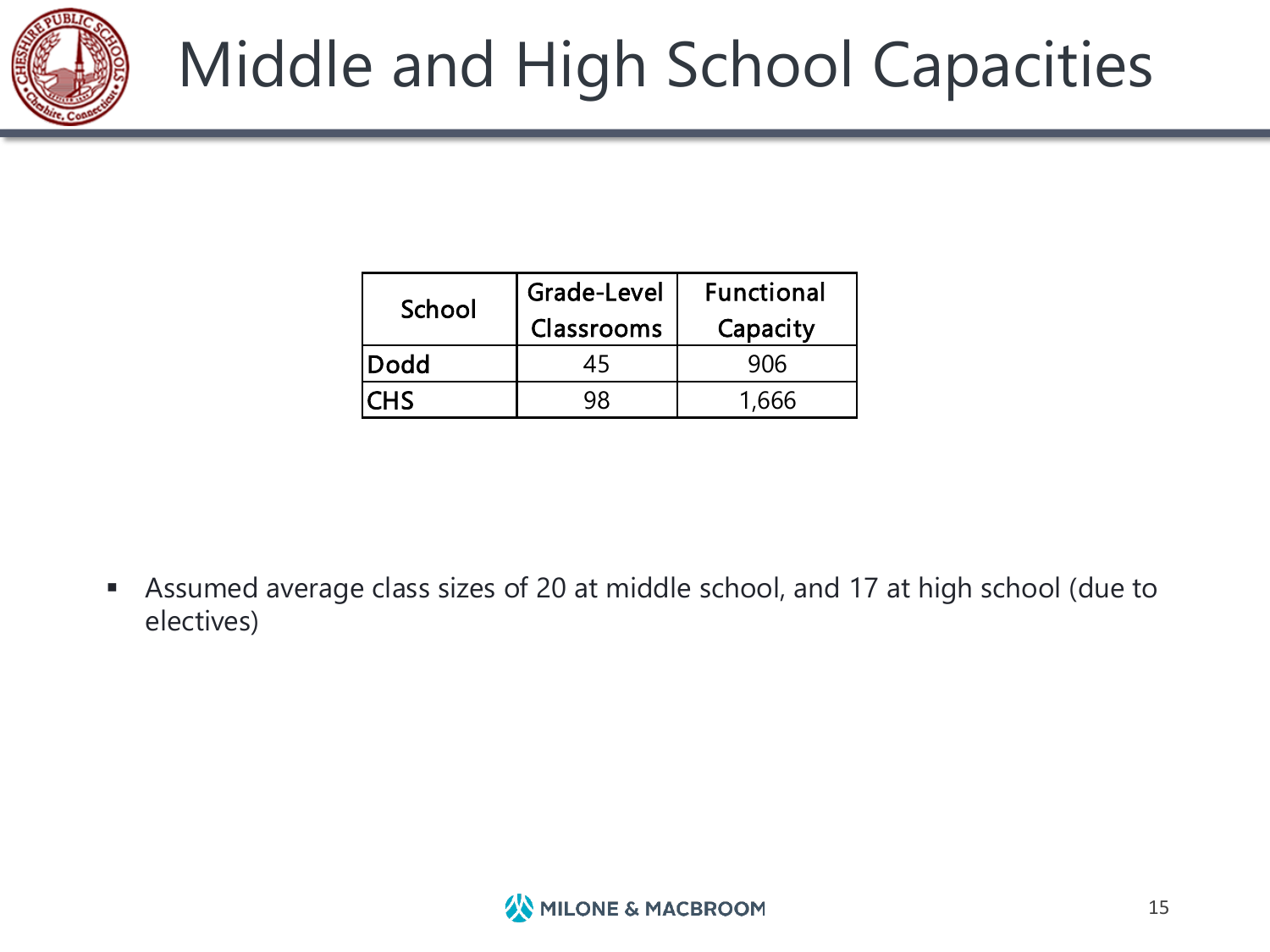# Middle and High School Capacities

| School | Grade-Level Classrooms | Functional Capacity |
|---|---|---|
| Dodd | 45 | 906 |
| CHS | 98 | 1,666 |

- Assumed average class sizes of 20 at middle school, and 17 at high school (due to electives)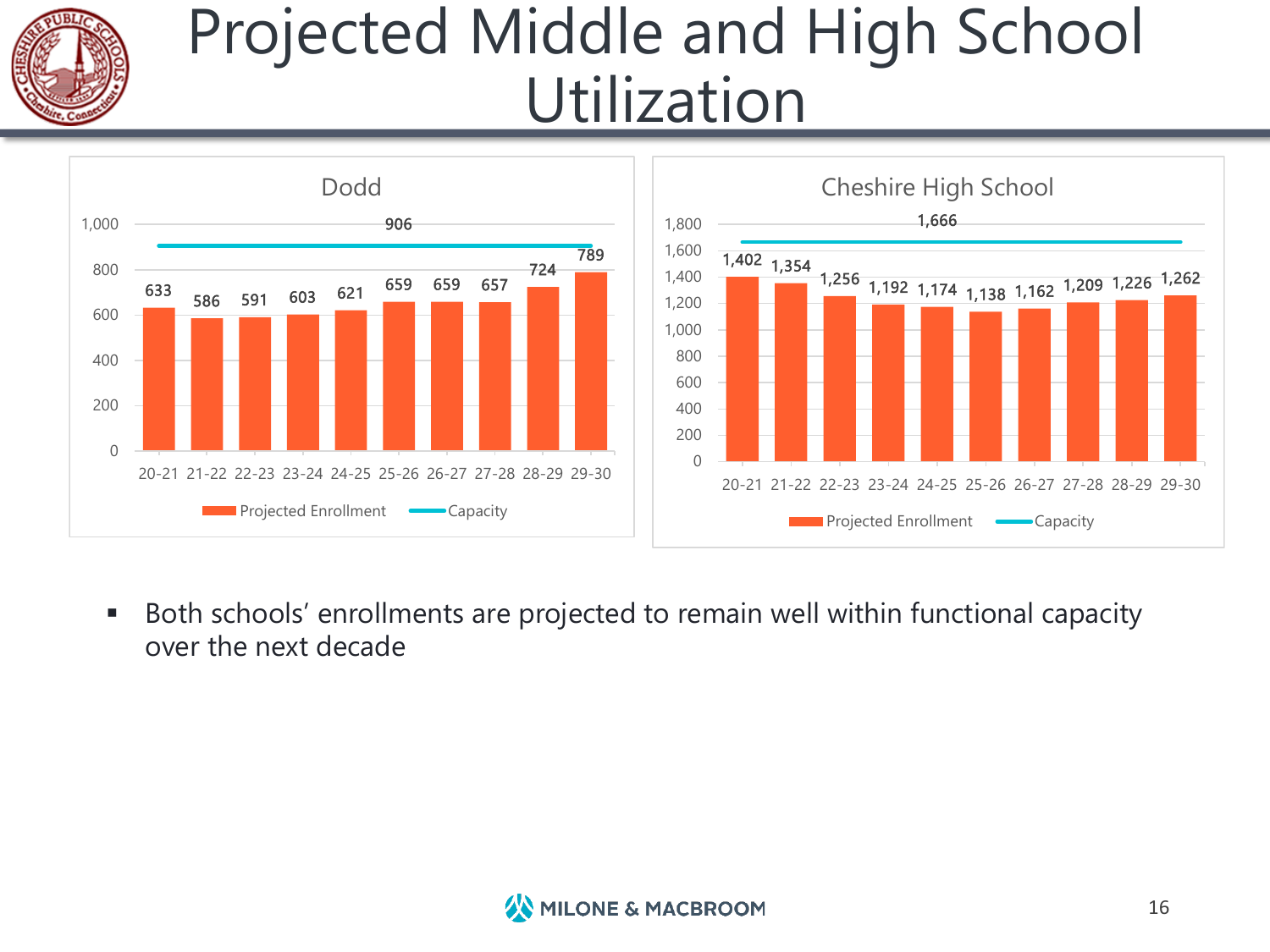# Projected Middle and High School Utilization

Dodd

1,000
800
600
400
200
0

906

633 586 591 603 621 659 659 657 724 789

20-21 21-22 22-23 23-24 24-25 25-26 26-27 27-28 28-29 29-30

Projected Enrollment   Capacity

Cheshire High School

1,800
1,600
1,400
1,200
1,000
800
600
400
200
0

1,666

1,402 1,354 1,256 1,192 1,174 1,138 1,162 1,209 1,226 1,262

20-21 21-22 22-23 23-24 24-25 25-26 26-27 27-28 28-29 29-30

Projected Enrollment   Capacity

- Both schools' enrollments are projected to remain well within functional capacity over the next decade

MILONE & MACBROOM